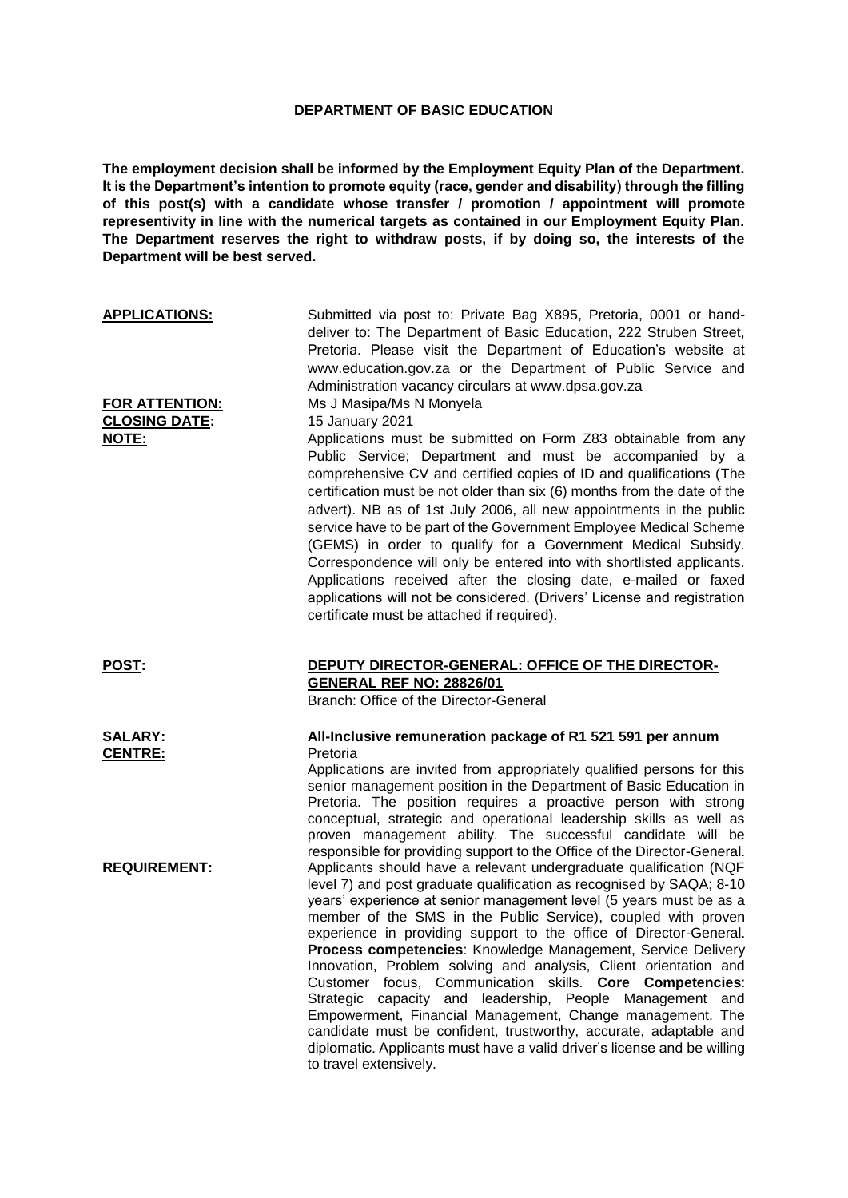# DEPARTMENT OF BASIC EDUCATION

**The employment decision shall be informed by the Employment Equity Plan of the Department. It is the Department's intention to promote equity (race, gender and disability) through the filling of this post(s) with a candidate whose transfer / promotion / appointment will promote representivity in line with the numerical targets as contained in our Employment Equity Plan. The Department reserves the right to withdraw posts, if by doing so, the interests of the Department will be best served.**

**APPLICATIONS:** Submitted via post to: Private Bag X895, Pretoria, 0001 or hand-deliver to: The Department of Basic Education, 222 Struben Street, Pretoria. Please visit the Department of Education's website at www.education.gov.za or the Department of Public Service and Administration vacancy circulars at www.dpsa.gov.za

**FOR ATTENTION:** Ms J Masipa/Ms N Monyela

**CLOSING DATE:** 15 January 2021

**NOTE:** Applications must be submitted on Form Z83 obtainable from any Public Service; Department and must be accompanied by a comprehensive CV and certified copies of ID and qualifications (The certification must be not older than six (6) months from the date of the advert). NB as of 1st July 2006, all new appointments in the public service have to be part of the Government Employee Medical Scheme (GEMS) in order to qualify for a Government Medical Subsidy. Correspondence will only be entered into with shortlisted applicants. Applications received after the closing date, e-mailed or faxed applications will not be considered. (Drivers' License and registration certificate must be attached if required).

**POST:** **DEPUTY DIRECTOR-GENERAL: OFFICE OF THE DIRECTOR-GENERAL REF NO: 28826/01**
Branch: Office of the Director-General

**SALARY:** **All-Inclusive remuneration package of R1 521 591 per annum**

**CENTRE:** Pretoria

Applications are invited from appropriately qualified persons for this senior management position in the Department of Basic Education in Pretoria. The position requires a proactive person with strong conceptual, strategic and operational leadership skills as well as proven management ability. The successful candidate will be responsible for providing support to the Office of the Director-General.

**REQUIREMENT:** Applicants should have a relevant undergraduate qualification (NQF level 7) and post graduate qualification as recognised by SAQA; 8-10 years' experience at senior management level (5 years must be as a member of the SMS in the Public Service), coupled with proven experience in providing support to the office of Director-General. **Process competencies**: Knowledge Management, Service Delivery Innovation, Problem solving and analysis, Client orientation and Customer focus, Communication skills. **Core Competencies**: Strategic capacity and leadership, People Management and Empowerment, Financial Management, Change management. The candidate must be confident, trustworthy, accurate, adaptable and diplomatic. Applicants must have a valid driver's license and be willing to travel extensively.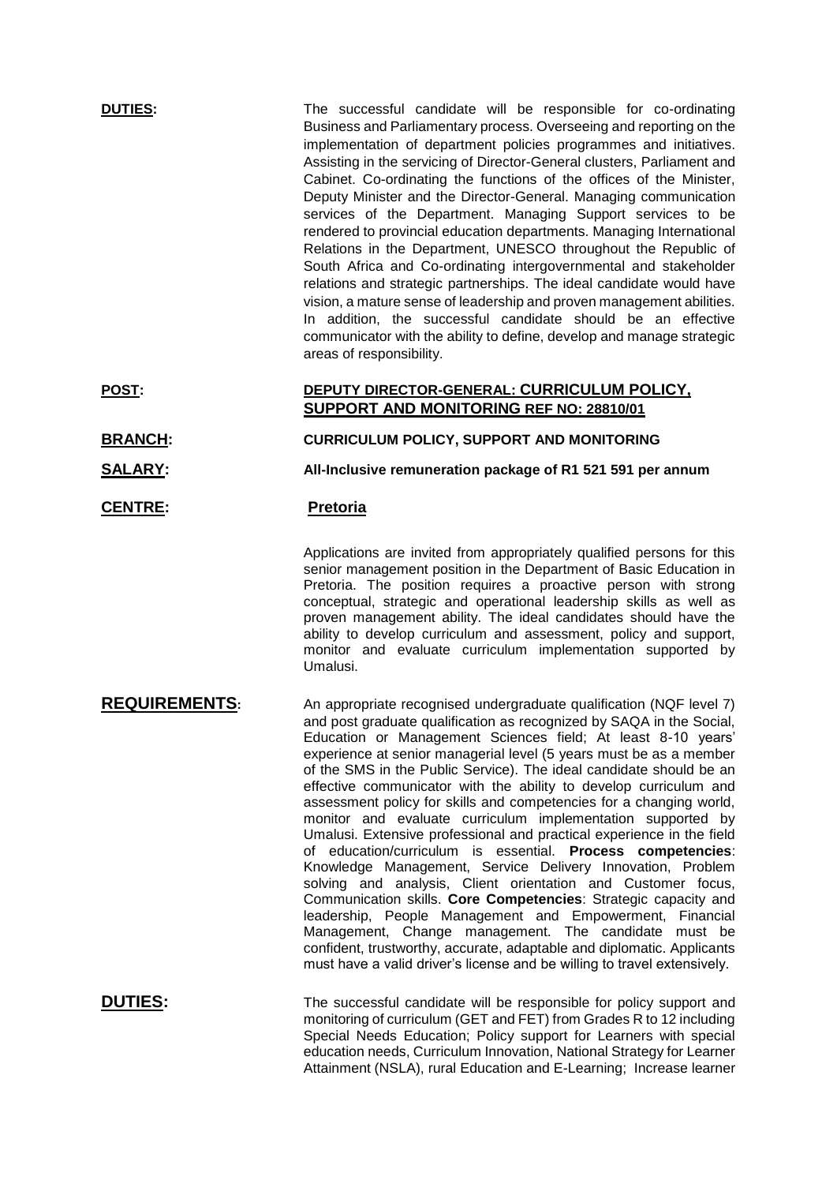**DUTIES:** The successful candidate will be responsible for co-ordinating Business and Parliamentary process. Overseeing and reporting on the implementation of department policies programmes and initiatives. Assisting in the servicing of Director-General clusters, Parliament and Cabinet. Co-ordinating the functions of the offices of the Minister, Deputy Minister and the Director-General. Managing communication services of the Department. Managing Support services to be rendered to provincial education departments. Managing International Relations in the Department, UNESCO throughout the Republic of South Africa and Co-ordinating intergovernmental and stakeholder relations and strategic partnerships. The ideal candidate would have vision, a mature sense of leadership and proven management abilities. In addition, the successful candidate should be an effective communicator with the ability to define, develop and manage strategic areas of responsibility.

**POST:** **DEPUTY DIRECTOR-GENERAL: CURRICULUM POLICY, SUPPORT AND MONITORING REF NO: 28810/01**

**BRANCH:** **CURRICULUM POLICY, SUPPORT AND MONITORING**

**SALARY:** **All-Inclusive remuneration package of R1 521 591 per annum**

**CENTRE:** **Pretoria**

Applications are invited from appropriately qualified persons for this senior management position in the Department of Basic Education in Pretoria. The position requires a proactive person with strong conceptual, strategic and operational leadership skills as well as proven management ability. The ideal candidates should have the ability to develop curriculum and assessment, policy and support, monitor and evaluate curriculum implementation supported by Umalusi.

**REQUIREMENTS:** An appropriate recognised undergraduate qualification (NQF level 7) and post graduate qualification as recognized by SAQA in the Social, Education or Management Sciences field; At least 8-10 years' experience at senior managerial level (5 years must be as a member of the SMS in the Public Service). The ideal candidate should be an effective communicator with the ability to develop curriculum and assessment policy for skills and competencies for a changing world, monitor and evaluate curriculum implementation supported by Umalusi. Extensive professional and practical experience in the field of education/curriculum is essential. **Process competencies**: Knowledge Management, Service Delivery Innovation, Problem solving and analysis, Client orientation and Customer focus, Communication skills. **Core Competencies**: Strategic capacity and leadership, People Management and Empowerment, Financial Management, Change management. The candidate must be confident, trustworthy, accurate, adaptable and diplomatic. Applicants must have a valid driver's license and be willing to travel extensively.

**DUTIES:** The successful candidate will be responsible for policy support and monitoring of curriculum (GET and FET) from Grades R to 12 including Special Needs Education; Policy support for Learners with special education needs, Curriculum Innovation, National Strategy for Learner Attainment (NSLA), rural Education and E-Learning; Increase learner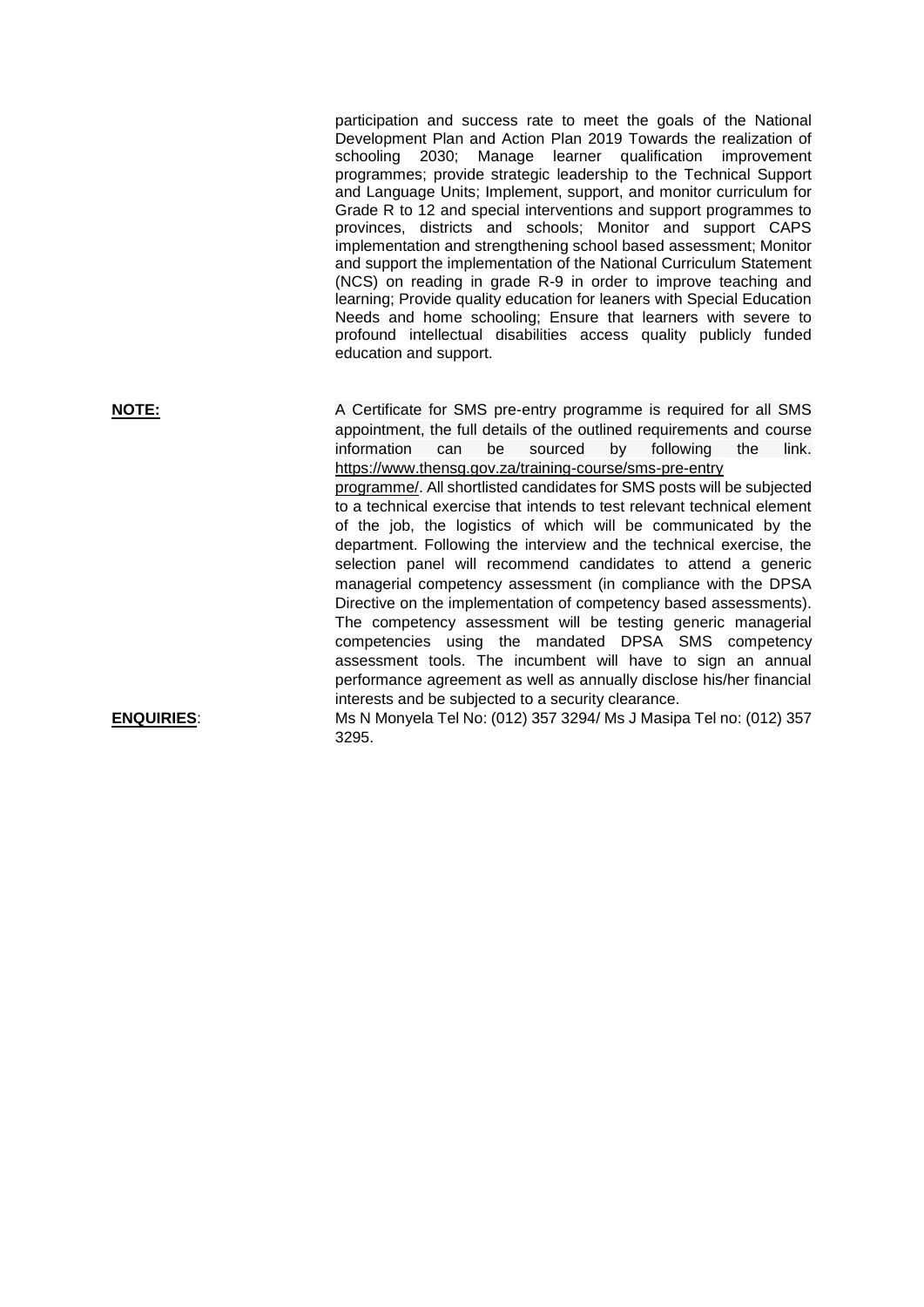participation and success rate to meet the goals of the National Development Plan and Action Plan 2019 Towards the realization of schooling 2030; Manage learner qualification improvement programmes; provide strategic leadership to the Technical Support and Language Units; Implement, support, and monitor curriculum for Grade R to 12 and special interventions and support programmes to provinces, districts and schools; Monitor and support CAPS implementation and strengthening school based assessment; Monitor and support the implementation of the National Curriculum Statement (NCS) on reading in grade R-9 in order to improve teaching and learning; Provide quality education for leaners with Special Education Needs and home schooling; Ensure that learners with severe to profound intellectual disabilities access quality publicly funded education and support.

**NOTE:** A Certificate for SMS pre-entry programme is required for all SMS appointment, the full details of the outlined requirements and course information can be sourced by following the link. https://www.thensg.gov.za/training-course/sms-pre-entry programme/. All shortlisted candidates for SMS posts will be subjected to a technical exercise that intends to test relevant technical element of the job, the logistics of which will be communicated by the department. Following the interview and the technical exercise, the selection panel will recommend candidates to attend a generic managerial competency assessment (in compliance with the DPSA Directive on the implementation of competency based assessments). The competency assessment will be testing generic managerial competencies using the mandated DPSA SMS competency assessment tools. The incumbent will have to sign an annual performance agreement as well as annually disclose his/her financial interests and be subjected to a security clearance.

**ENQUIRIES**: Ms N Monyela Tel No: (012) 357 3294/ Ms J Masipa Tel no: (012) 357 3295.